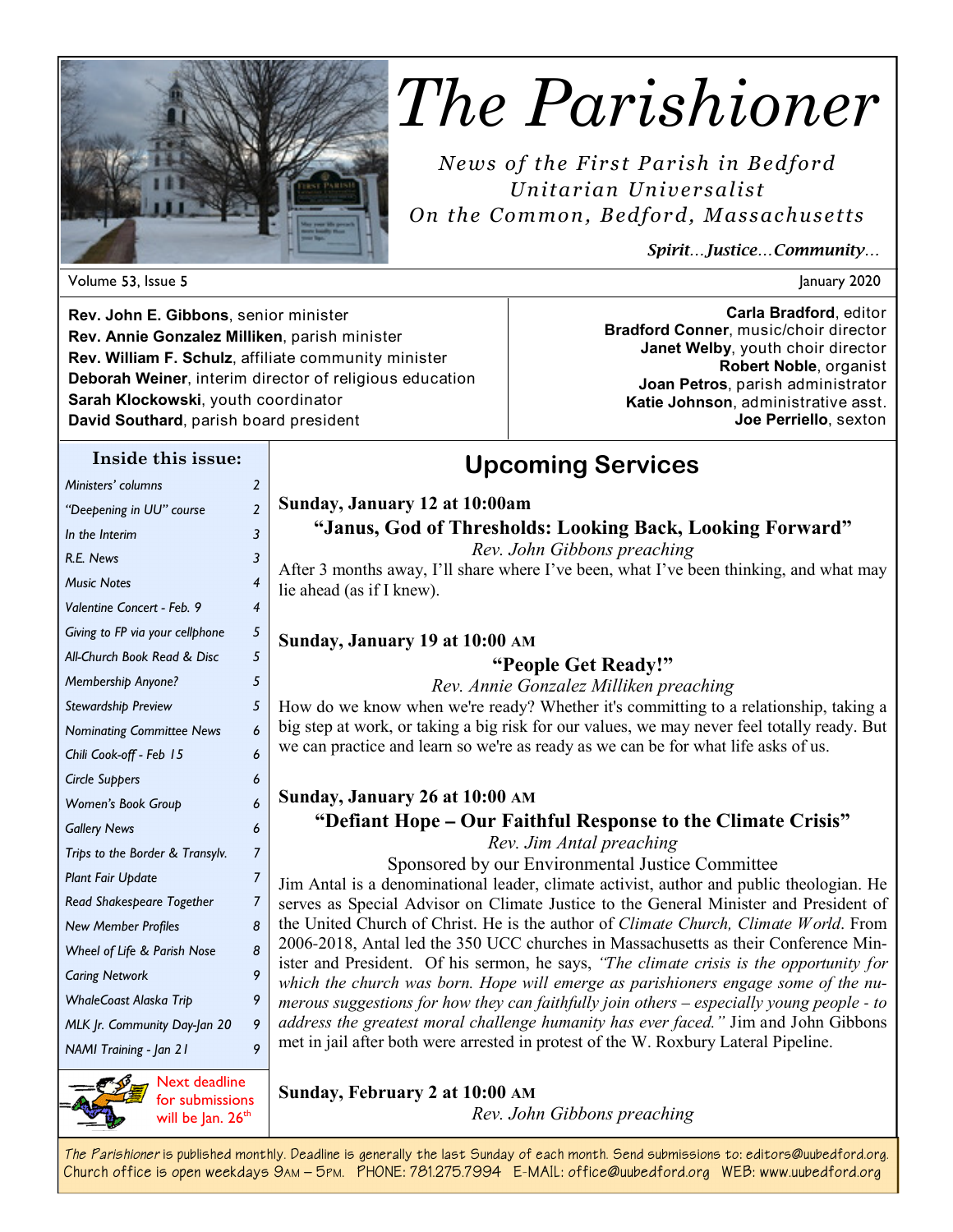# The Parishioner

*News of the First Parish in Bedford*
*Unitarian Universalist*
*On the Common, Bedford, Massachusetts*

***Spirit…Justice…Community…***

Volume 53, Issue 5 — January 2020

**Rev. John E. Gibbons**, senior minister
**Rev. Annie Gonzalez Milliken**, parish minister
**Rev. William F. Schulz**, affiliate community minister
**Deborah Weiner**, interim director of religious education
**Sarah Klockowski**, youth coordinator
**David Southard**, parish board president

**Carla Bradford**, editor
**Bradford Conner**, music/choir director
**Janet Welby**, youth choir director
**Robert Noble**, organist
**Joan Petros**, parish administrator
**Katie Johnson**, administrative asst.
**Joe Perriello**, sexton

### Inside this issue:

| | |
|---|---|
| *Ministers' columns* | 2 |
| *"Deepening in UU" course* | 2 |
| *In the Interim* | 3 |
| *R.E. News* | 3 |
| *Music Notes* | 4 |
| *Valentine Concert - Feb. 9* | 4 |
| *Giving to FP via your cellphone* | 5 |
| *All-Church Book Read & Disc* | 5 |
| *Membership Anyone?* | 5 |
| *Stewardship Preview* | 5 |
| *Nominating Committee News* | 6 |
| *Chili Cook-off - Feb 15* | 6 |
| *Circle Suppers* | 6 |
| *Women's Book Group* | 6 |
| *Gallery News* | 6 |
| *Trips to the Border & Transylv.* | 7 |
| *Plant Fair Update* | 7 |
| *Read Shakespeare Together* | 7 |
| *New Member Profiles* | 8 |
| *Wheel of Life & Parish Nose* | 8 |
| *Caring Network* | 9 |
| *WhaleCoast Alaska Trip* | 9 |
| *MLK Jr. Community Day-Jan 20* | 9 |
| *NAMI Training - Jan 21* | 9 |

Next deadline for submissions will be Jan. 26th

## Upcoming Services

**Sunday, January 12 at 10:00am**

**"Janus, God of Thresholds: Looking Back, Looking Forward"**

*Rev. John Gibbons preaching*

After 3 months away, I'll share where I've been, what I've been thinking, and what may lie ahead (as if I knew).

**Sunday, January 19 at 10:00 AM**

**"People Get Ready!"**

*Rev. Annie Gonzalez Milliken preaching*

How do we know when we're ready? Whether it's committing to a relationship, taking a big step at work, or taking a big risk for our values, we may never feel totally ready. But we can practice and learn so we're as ready as we can be for what life asks of us.

**Sunday, January 26 at 10:00 AM**

**"Defiant Hope – Our Faithful Response to the Climate Crisis"**

*Rev. Jim Antal preaching*

Sponsored by our Environmental Justice Committee

Jim Antal is a denominational leader, climate activist, author and public theologian. He serves as Special Advisor on Climate Justice to the General Minister and President of the United Church of Christ. He is the author of *Climate Church, Climate World*. From 2006-2018, Antal led the 350 UCC churches in Massachusetts as their Conference Minister and President. Of his sermon, he says, *"The climate crisis is the opportunity for which the church was born. Hope will emerge as parishioners engage some of the numerous suggestions for how they can faithfully join others – especially young people - to address the greatest moral challenge humanity has ever faced."* Jim and John Gibbons met in jail after both were arrested in protest of the W. Roxbury Lateral Pipeline.

**Sunday, February 2 at 10:00 AM**

*Rev. John Gibbons preaching*

*The Parishioner* is published monthly. Deadline is generally the last Sunday of each month. Send submissions to: editors@uubedford.org. Church office is open weekdays 9AM – 5PM. PHONE: 781.275.7994 E-MAIL: office@uubedford.org WEB: www.uubedford.org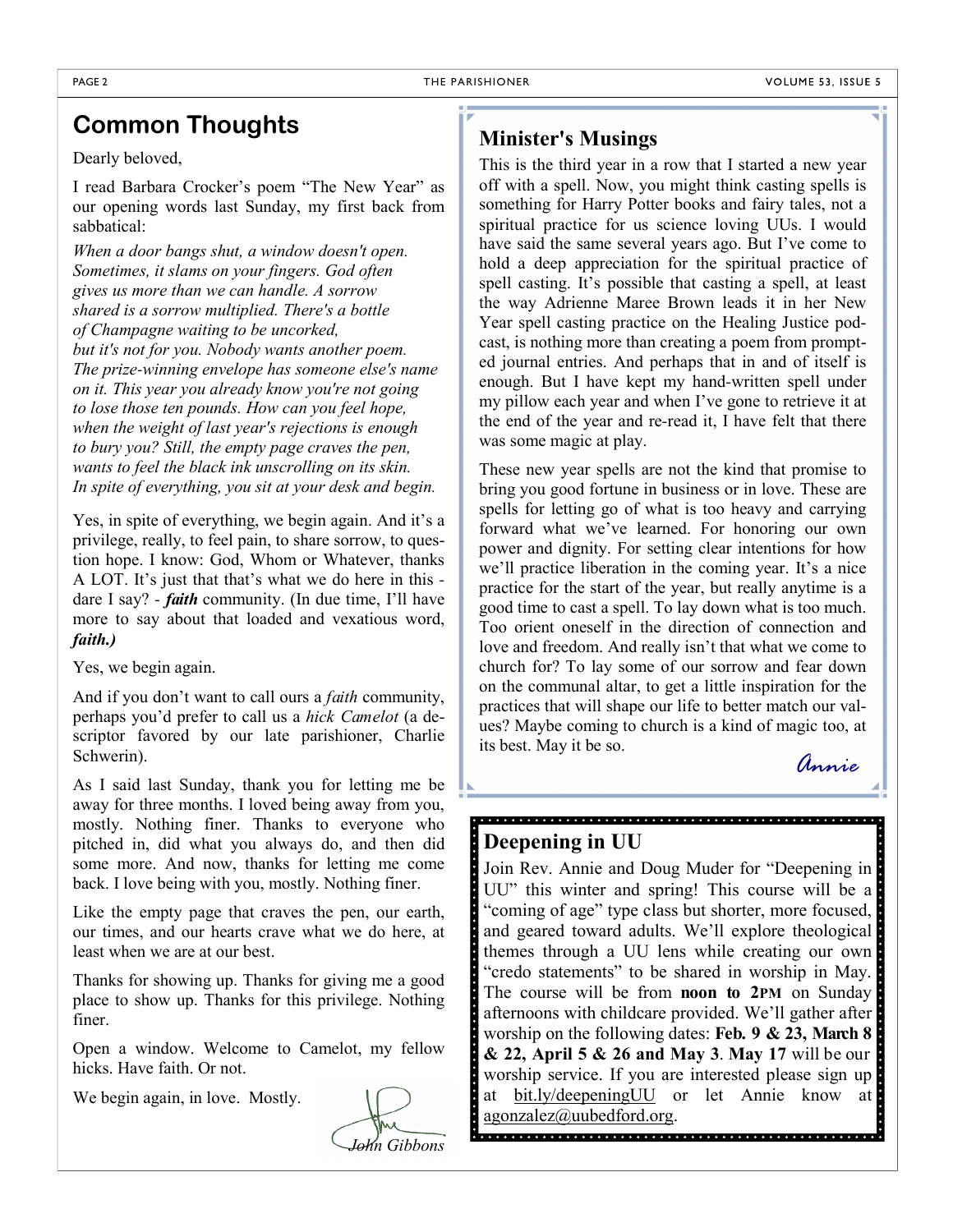## Common Thoughts

Dearly beloved,

I read Barbara Crocker's poem "The New Year" as our opening words last Sunday, my first back from sabbatical:

*When a door bangs shut, a window doesn't open.*
*Sometimes, it slams on your fingers. God often*
*gives us more than we can handle. A sorrow*
*shared is a sorrow multiplied. There's a bottle*
*of Champagne waiting to be uncorked,*
*but it's not for you. Nobody wants another poem.*
*The prize-winning envelope has someone else's name*
*on it. This year you already know you're not going*
*to lose those ten pounds. How can you feel hope,*
*when the weight of last year's rejections is enough*
*to bury you? Still, the empty page craves the pen,*
*wants to feel the black ink unscrolling on its skin.*
*In spite of everything, you sit at your desk and begin.*

Yes, in spite of everything, we begin again. And it's a privilege, really, to feel pain, to share sorrow, to question hope. I know: God, Whom or Whatever, thanks A LOT. It's just that that's what we do here in this - dare I say? - ***faith*** community. (In due time, I'll have more to say about that loaded and vexatious word, ***faith.)***

Yes, we begin again.

And if you don't want to call ours a *faith* community, perhaps you'd prefer to call us a *hick Camelot* (a descriptor favored by our late parishioner, Charlie Schwerin).

As I said last Sunday, thank you for letting me be away for three months. I loved being away from you, mostly. Nothing finer. Thanks to everyone who pitched in, did what you always do, and then did some more. And now, thanks for letting me come back. I love being with you, mostly. Nothing finer.

Like the empty page that craves the pen, our earth, our times, and our hearts crave what we do here, at least when we are at our best.

Thanks for showing up. Thanks for giving me a good place to show up. Thanks for this privilege. Nothing finer.

Open a window. Welcome to Camelot, my fellow hicks. Have faith. Or not.

We begin again, in love. Mostly.

*John Gibbons*

## Minister's Musings

This is the third year in a row that I started a new year off with a spell. Now, you might think casting spells is something for Harry Potter books and fairy tales, not a spiritual practice for us science loving UUs. I would have said the same several years ago. But I've come to hold a deep appreciation for the spiritual practice of spell casting. It's possible that casting a spell, at least the way Adrienne Maree Brown leads it in her New Year spell casting practice on the Healing Justice podcast, is nothing more than creating a poem from prompted journal entries. And perhaps that in and of itself is enough. But I have kept my hand-written spell under my pillow each year and when I've gone to retrieve it at the end of the year and re-read it, I have felt that there was some magic at play.

These new year spells are not the kind that promise to bring you good fortune in business or in love. These are spells for letting go of what is too heavy and carrying forward what we've learned. For honoring our own power and dignity. For setting clear intentions for how we'll practice liberation in the coming year. It's a nice practice for the start of the year, but really anytime is a good time to cast a spell. To lay down what is too much. Too orient oneself in the direction of connection and love and freedom. And really isn't that what we come to church for? To lay some of our sorrow and fear down on the communal altar, to get a little inspiration for the practices that will shape our life to better match our values? Maybe coming to church is a kind of magic too, at its best. May it be so.

*Annie*

## Deepening in UU

Join Rev. Annie and Doug Muder for "Deepening in UU" this winter and spring! This course will be a "coming of age" type class but shorter, more focused, and geared toward adults. We'll explore theological themes through a UU lens while creating our own "credo statements" to be shared in worship in May. The course will be from **noon to 2PM** on Sunday afternoons with childcare provided. We'll gather after worship on the following dates: **Feb. 9 & 23, March 8 & 22, April 5 & 26 and May 3**. **May 17** will be our worship service. If you are interested please sign up at bit.ly/deepeningUU or let Annie know at agonzalez@uubedford.org.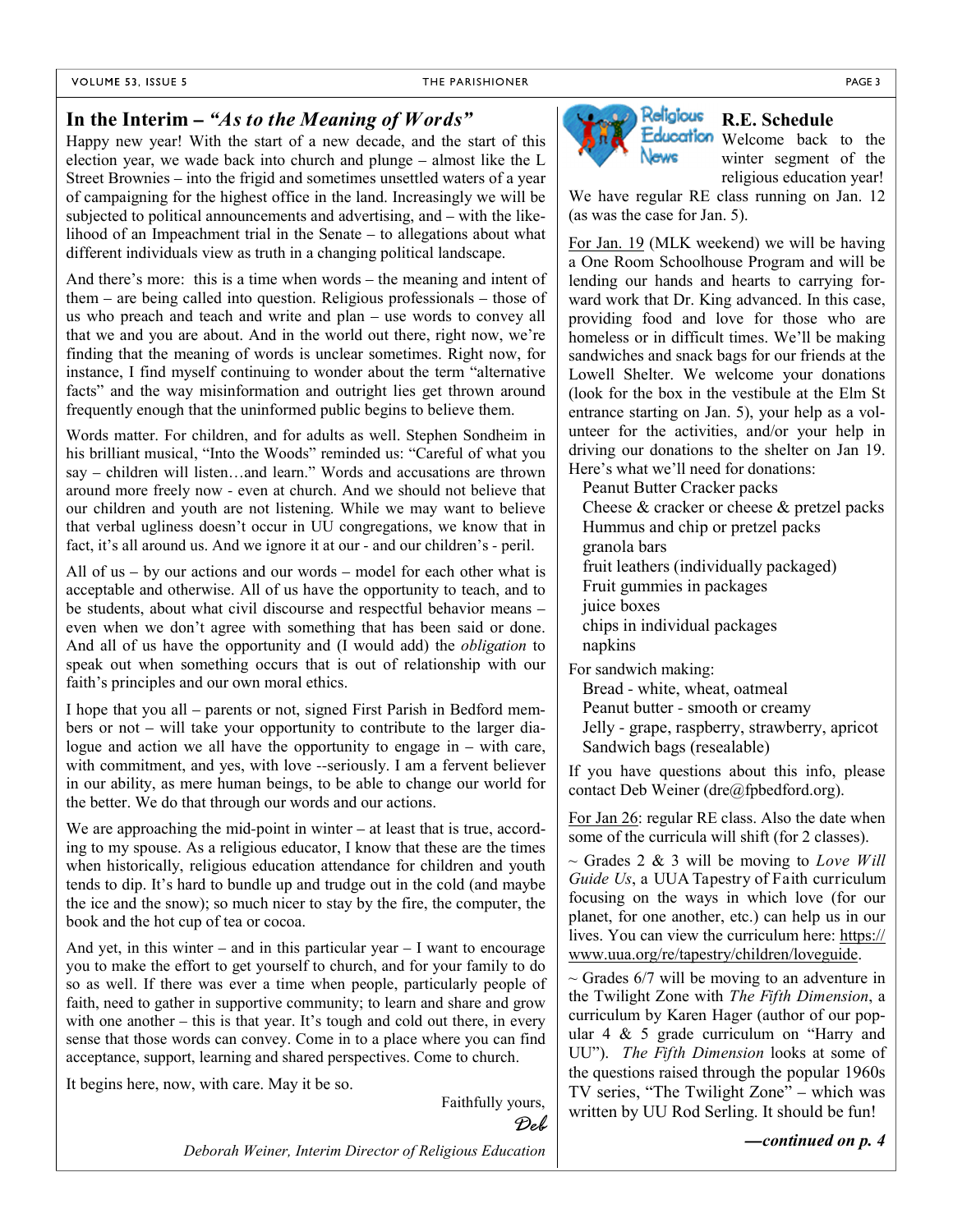## In the Interim – *"As to the Meaning of Words"*

Happy new year! With the start of a new decade, and the start of this election year, we wade back into church and plunge – almost like the L Street Brownies – into the frigid and sometimes unsettled waters of a year of campaigning for the highest office in the land. Increasingly we will be subjected to political announcements and advertising, and – with the likelihood of an Impeachment trial in the Senate – to allegations about what different individuals view as truth in a changing political landscape.

And there's more: this is a time when words – the meaning and intent of them – are being called into question. Religious professionals – those of us who preach and teach and write and plan – use words to convey all that we and you are about. And in the world out there, right now, we're finding that the meaning of words is unclear sometimes. Right now, for instance, I find myself continuing to wonder about the term "alternative facts" and the way misinformation and outright lies get thrown around frequently enough that the uninformed public begins to believe them.

Words matter. For children, and for adults as well. Stephen Sondheim in his brilliant musical, "Into the Woods" reminded us: "Careful of what you say – children will listen…and learn." Words and accusations are thrown around more freely now - even at church. And we should not believe that our children and youth are not listening. While we may want to believe that verbal ugliness doesn't occur in UU congregations, we know that in fact, it's all around us. And we ignore it at our - and our children's - peril.

All of us – by our actions and our words – model for each other what is acceptable and otherwise. All of us have the opportunity to teach, and to be students, about what civil discourse and respectful behavior means – even when we don't agree with something that has been said or done. And all of us have the opportunity and (I would add) the *obligation* to speak out when something occurs that is out of relationship with our faith's principles and our own moral ethics.

I hope that you all – parents or not, signed First Parish in Bedford members or not – will take your opportunity to contribute to the larger dialogue and action we all have the opportunity to engage in – with care, with commitment, and yes, with love --seriously. I am a fervent believer in our ability, as mere human beings, to be able to change our world for the better. We do that through our words and our actions.

We are approaching the mid-point in winter – at least that is true, according to my spouse. As a religious educator, I know that these are the times when historically, religious education attendance for children and youth tends to dip. It's hard to bundle up and trudge out in the cold (and maybe the ice and the snow); so much nicer to stay by the fire, the computer, the book and the hot cup of tea or cocoa.

And yet, in this winter – and in this particular year – I want to encourage you to make the effort to get yourself to church, and for your family to do so as well. If there was ever a time when people, particularly people of faith, need to gather in supportive community; to learn and share and grow with one another – this is that year. It's tough and cold out there, in every sense that those words can convey. Come in to a place where you can find acceptance, support, learning and shared perspectives. Come to church.

It begins here, now, with care. May it be so.

Faithfully yours,
*Deb*

*Deborah Weiner, Interim Director of Religious Education*

## Religious Education News

### R.E. Schedule

Welcome back to the winter segment of the religious education year! We have regular RE class running on Jan. 12 (as was the case for Jan. 5).

For Jan. 19 (MLK weekend) we will be having a One Room Schoolhouse Program and will be lending our hands and hearts to carrying forward work that Dr. King advanced. In this case, providing food and love for those who are homeless or in difficult times. We'll be making sandwiches and snack bags for our friends at the Lowell Shelter. We welcome your donations (look for the box in the vestibule at the Elm St entrance starting on Jan. 5), your help as a volunteer for the activities, and/or your help in driving our donations to the shelter on Jan 19. Here's what we'll need for donations:

- Peanut Butter Cracker packs
- Cheese & cracker or cheese & pretzel packs
- Hummus and chip or pretzel packs
- granola bars
- fruit leathers (individually packaged)
- Fruit gummies in packages
- juice boxes
- chips in individual packages
- napkins

For sandwich making:

- Bread - white, wheat, oatmeal
- Peanut butter - smooth or creamy
- Jelly - grape, raspberry, strawberry, apricot
- Sandwich bags (resealable)

If you have questions about this info, please contact Deb Weiner (dre@fpbedford.org).

For Jan 26: regular RE class. Also the date when some of the curricula will shift (for 2 classes).

~ Grades 2 & 3 will be moving to *Love Will Guide Us*, a UUA Tapestry of Faith curriculum focusing on the ways in which love (for our planet, for one another, etc.) can help us in our lives. You can view the curriculum here: https://www.uua.org/re/tapestry/children/loveguide.

~ Grades 6/7 will be moving to an adventure in the Twilight Zone with *The Fifth Dimension*, a curriculum by Karen Hager (author of our popular 4 & 5 grade curriculum on "Harry and UU"). *The Fifth Dimension* looks at some of the questions raised through the popular 1960s TV series, "The Twilight Zone" – which was written by UU Rod Serling. It should be fun!

***—continued on p. 4***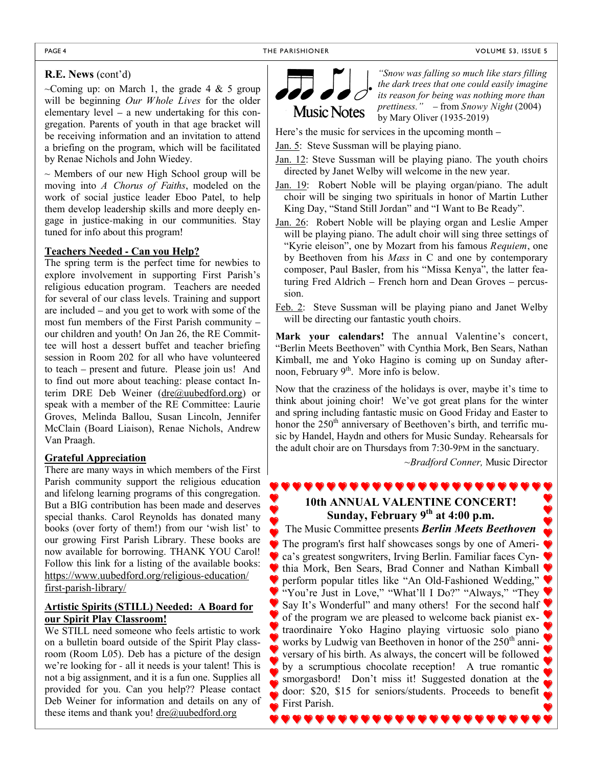**R.E. News** (cont'd)

~Coming up: on March 1, the grade 4 & 5 group will be beginning *Our Whole Lives* for the older elementary level – a new undertaking for this congregation. Parents of youth in that age bracket will be receiving information and an invitation to attend a briefing on the program, which will be facilitated by Renae Nichols and John Wiedey.

~ Members of our new High School group will be moving into *A Chorus of Faiths*, modeled on the work of social justice leader Eboo Patel, to help them develop leadership skills and more deeply engage in justice-making in our communities. Stay tuned for info about this program!

### Teachers Needed - Can you Help?

The spring term is the perfect time for newbies to explore involvement in supporting First Parish's religious education program. Teachers are needed for several of our class levels. Training and support are included – and you get to work with some of the most fun members of the First Parish community – our children and youth! On Jan 26, the RE Committee will host a dessert buffet and teacher briefing session in Room 202 for all who have volunteered to teach – present and future. Please join us! And to find out more about teaching: please contact Interim DRE Deb Weiner (dre@uubedford.org) or speak with a member of the RE Committee: Laurie Groves, Melinda Ballou, Susan Lincoln, Jennifer McClain (Board Liaison), Renae Nichols, Andrew Van Praagh.

### Grateful Appreciation

There are many ways in which members of the First Parish community support the religious education and lifelong learning programs of this congregation. But a BIG contribution has been made and deserves special thanks. Carol Reynolds has donated many books (over forty of them!) from our 'wish list' to our growing First Parish Library. These books are now available for borrowing. THANK YOU Carol! Follow this link for a listing of the available books: https://www.uubedford.org/religious-education/first-parish-library/

### Artistic Spirits (STILL) Needed: A Board for our Spirit Play Classroom!

We STILL need someone who feels artistic to work on a bulletin board outside of the Spirit Play classroom (Room L05). Deb has a picture of the design we're looking for - all it needs is your talent! This is not a big assignment, and it is a fun one. Supplies all provided for you. Can you help?? Please contact Deb Weiner for information and details on any of these items and thank you! dre@uubedford.org

## Music Notes

*"Snow was falling so much like stars filling the dark trees that one could easily imagine its reason for being was nothing more than prettiness."* – from *Snowy Night* (2004) by Mary Oliver (1935-2019)

Here's the music for services in the upcoming month –

Jan. 5: Steve Sussman will be playing piano.

Jan. 12: Steve Sussman will be playing piano. The youth choirs directed by Janet Welby will welcome in the new year.

Jan. 19: Robert Noble will be playing organ/piano. The adult choir will be singing two spirituals in honor of Martin Luther King Day, "Stand Still Jordan" and "I Want to Be Ready".

Jan. 26: Robert Noble will be playing organ and Leslie Amper will be playing piano. The adult choir will sing three settings of "Kyrie eleison", one by Mozart from his famous *Requiem*, one by Beethoven from his *Mass* in C and one by contemporary composer, Paul Basler, from his "Missa Kenya", the latter featuring Fred Aldrich – French horn and Dean Groves – percussion.

Feb. 2: Steve Sussman will be playing piano and Janet Welby will be directing our fantastic youth choirs.

**Mark your calendars!** The annual Valentine's concert, "Berlin Meets Beethoven" with Cynthia Mork, Ben Sears, Nathan Kimball, me and Yoko Hagino is coming up on Sunday afternoon, February 9th. More info is below.

Now that the craziness of the holidays is over, maybe it's time to think about joining choir! We've got great plans for the winter and spring including fantastic music on Good Friday and Easter to honor the 250th anniversary of Beethoven's birth, and terrific music by Handel, Haydn and others for Music Sunday. Rehearsals for the adult choir are on Thursdays from 7:30-9PM in the sanctuary.

~*Bradford Conner,* Music Director

### 10th ANNUAL VALENTINE CONCERT!
### Sunday, February 9th at 4:00 p.m.

The Music Committee presents ***Berlin Meets Beethoven***

The program's first half showcases songs by one of America's greatest songwriters, Irving Berlin. Familiar faces Cynthia Mork, Ben Sears, Brad Conner and Nathan Kimball perform popular titles like "An Old-Fashioned Wedding," "You're Just in Love," "What'll I Do?" "Always," "They Say It's Wonderful" and many others! For the second half of the program we are pleased to welcome back pianist extraordinaire Yoko Hagino playing virtuosic solo piano works by Ludwig van Beethoven in honor of the 250th anniversary of his birth. As always, the concert will be followed by a scrumptious chocolate reception! A true romantic smorgasbord! Don't miss it! Suggested donation at the door: $20, $15 for seniors/students. Proceeds to benefit First Parish.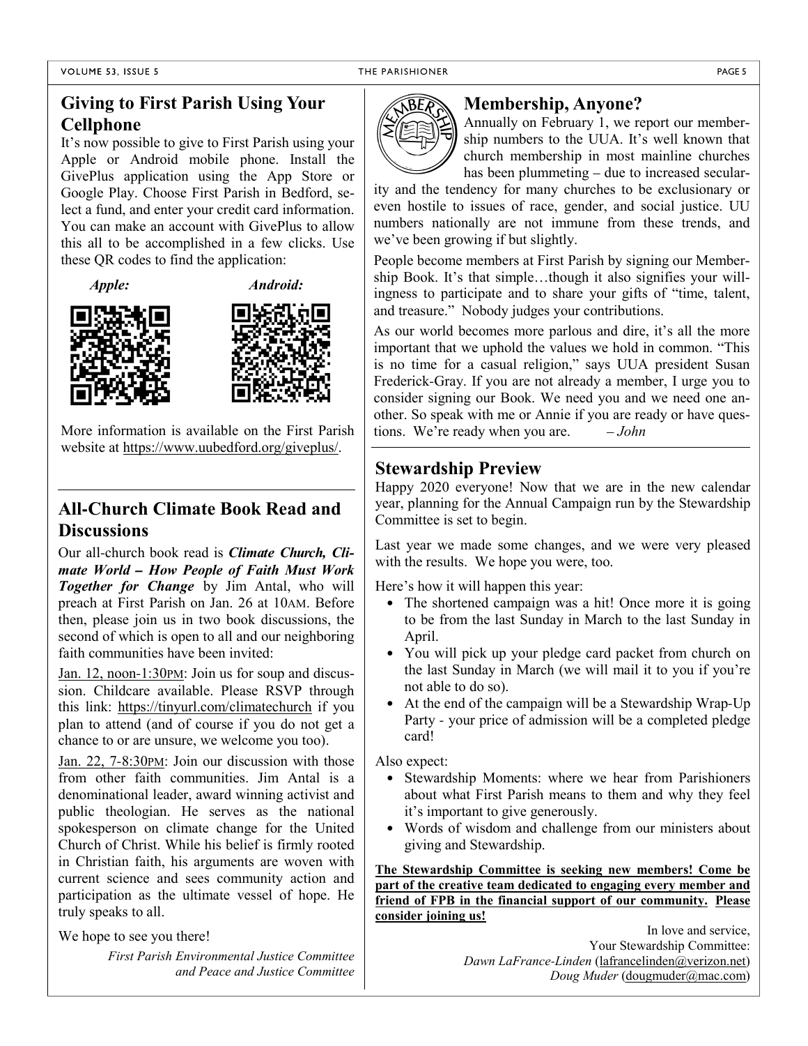## Giving to First Parish Using Your Cellphone

It's now possible to give to First Parish using your Apple or Android mobile phone. Install the GivePlus application using the App Store or Google Play. Choose First Parish in Bedford, select a fund, and enter your credit card information. You can make an account with GivePlus to allow this all to be accomplished in a few clicks. Use these QR codes to find the application:

*Apple:* *Android:*

More information is available on the First Parish website at https://www.uubedford.org/giveplus/.

## All-Church Climate Book Read and Discussions

Our all-church book read is ***Climate Church, Climate World – How People of Faith Must Work Together for Change*** by Jim Antal, who will preach at First Parish on Jan. 26 at 10AM. Before then, please join us in two book discussions, the second of which is open to all and our neighboring faith communities have been invited:

Jan. 12, noon-1:30PM: Join us for soup and discussion. Childcare available. Please RSVP through this link: https://tinyurl.com/climatechurch if you plan to attend (and of course if you do not get a chance to or are unsure, we welcome you too).

Jan. 22, 7-8:30PM: Join our discussion with those from other faith communities. Jim Antal is a denominational leader, award winning activist and public theologian. He serves as the national spokesperson on climate change for the United Church of Christ. While his belief is firmly rooted in Christian faith, his arguments are woven with current science and sees community action and participation as the ultimate vessel of hope. He truly speaks to all.

We hope to see you there!

*First Parish Environmental Justice Committee and Peace and Justice Committee*

## Membership, Anyone?

Annually on February 1, we report our membership numbers to the UUA. It's well known that church membership in most mainline churches has been plummeting – due to increased secularity and the tendency for many churches to be exclusionary or even hostile to issues of race, gender, and social justice. UU numbers nationally are not immune from these trends, and we've been growing if but slightly.

People become members at First Parish by signing our Membership Book. It's that simple…though it also signifies your willingness to participate and to share your gifts of "time, talent, and treasure." Nobody judges your contributions.

As our world becomes more parlous and dire, it's all the more important that we uphold the values we hold in common. "This is no time for a casual religion," says UUA president Susan Frederick-Gray. If you are not already a member, I urge you to consider signing our Book. We need you and we need one another. So speak with me or Annie if you are ready or have questions. We're ready when you are. *– John*

## Stewardship Preview

Happy 2020 everyone! Now that we are in the new calendar year, planning for the Annual Campaign run by the Stewardship Committee is set to begin.

Last year we made some changes, and we were very pleased with the results. We hope you were, too.

Here's how it will happen this year:

- The shortened campaign was a hit! Once more it is going to be from the last Sunday in March to the last Sunday in April.
- You will pick up your pledge card packet from church on the last Sunday in March (we will mail it to you if you're not able to do so).
- At the end of the campaign will be a Stewardship Wrap-Up Party - your price of admission will be a completed pledge card!

Also expect:

- Stewardship Moments: where we hear from Parishioners about what First Parish means to them and why they feel it's important to give generously.
- Words of wisdom and challenge from our ministers about giving and Stewardship.

**The Stewardship Committee is seeking new members! Come be part of the creative team dedicated to engaging every member and friend of FPB in the financial support of our community. Please consider joining us!**

In love and service,
Your Stewardship Committee:
*Dawn LaFrance-Linden* (lafrancelinden@verizon.net)
*Doug Muder* (dougmuder@mac.com)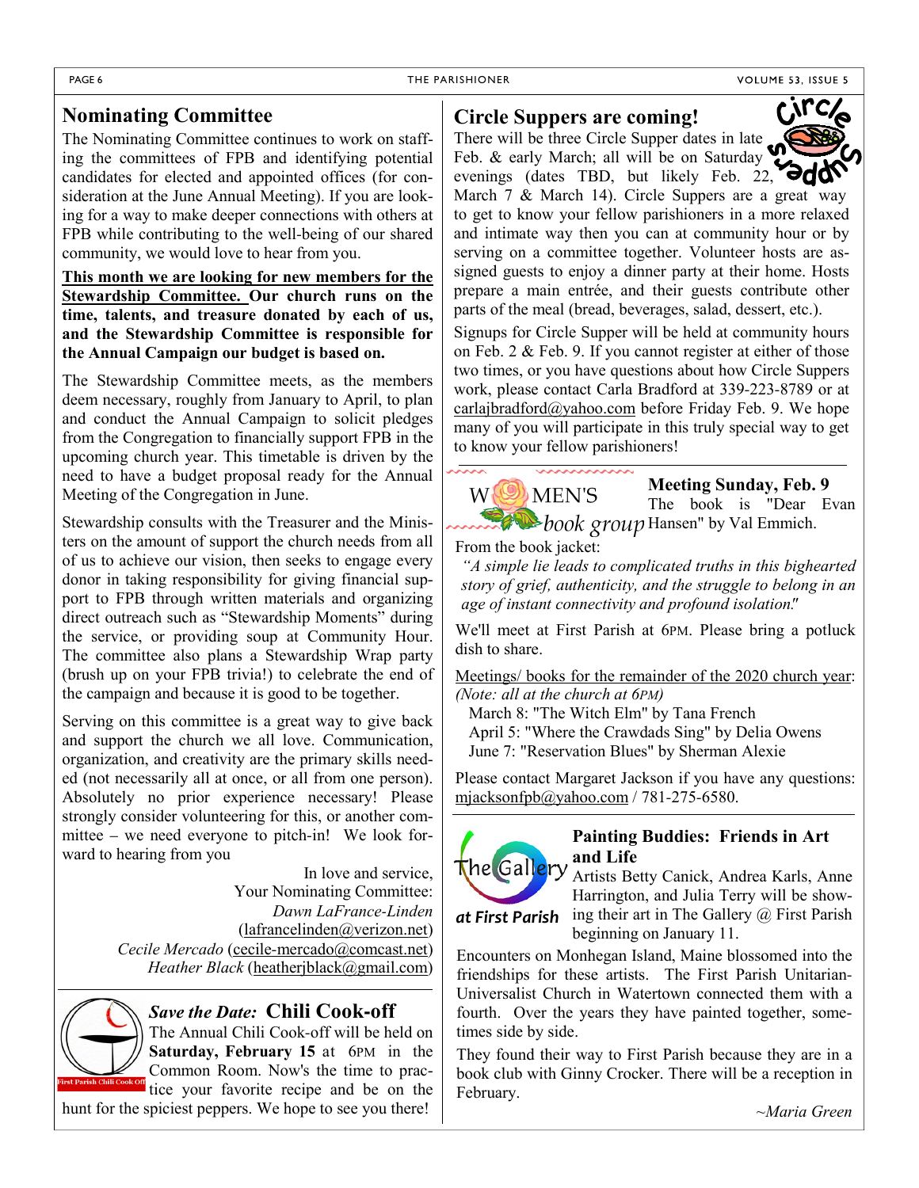## Nominating Committee

The Nominating Committee continues to work on staffing the committees of FPB and identifying potential candidates for elected and appointed offices (for consideration at the June Annual Meeting). If you are looking for a way to make deeper connections with others at FPB while contributing to the well-being of our shared community, we would love to hear from you.

**This month we are looking for new members for the Stewardship Committee. Our church runs on the time, talents, and treasure donated by each of us, and the Stewardship Committee is responsible for the Annual Campaign our budget is based on.**

The Stewardship Committee meets, as the members deem necessary, roughly from January to April, to plan and conduct the Annual Campaign to solicit pledges from the Congregation to financially support FPB in the upcoming church year. This timetable is driven by the need to have a budget proposal ready for the Annual Meeting of the Congregation in June.

Stewardship consults with the Treasurer and the Ministers on the amount of support the church needs from all of us to achieve our vision, then seeks to engage every donor in taking responsibility for giving financial support to FPB through written materials and organizing direct outreach such as "Stewardship Moments" during the service, or providing soup at Community Hour. The committee also plans a Stewardship Wrap party (brush up on your FPB trivia!) to celebrate the end of the campaign and because it is good to be together.

Serving on this committee is a great way to give back and support the church we all love. Communication, organization, and creativity are the primary skills needed (not necessarily all at once, or all from one person). Absolutely no prior experience necessary! Please strongly consider volunteering for this, or another committee – we need everyone to pitch-in! We look forward to hearing from you

In love and service,
Your Nominating Committee:
*Dawn LaFrance-Linden* (lafrancelinden@verizon.net)
*Cecile Mercado* (cecile-mercado@comcast.net)
*Heather Black* (heatherjblack@gmail.com)

## *Save the Date:* Chili Cook-off

First Parish Chili Cook Off

The Annual Chili Cook-off will be held on **Saturday, February 15** at 6PM in the Common Room. Now's the time to practice your favorite recipe and be on the hunt for the spiciest peppers. We hope to see you there!

## Circle Suppers are coming!

There will be three Circle Supper dates in late Feb. & early March; all will be on Saturday evenings (dates TBD, but likely Feb. 22, March 7 & March 14). Circle Suppers are a great way to get to know your fellow parishioners in a more relaxed and intimate way then you can at community hour or by serving on a committee together. Volunteer hosts are assigned guests to enjoy a dinner party at their home. Hosts prepare a main entrée, and their guests contribute other parts of the meal (bread, beverages, salad, dessert, etc.).

Signups for Circle Supper will be held at community hours on Feb. 2 & Feb. 9. If you cannot register at either of those two times, or you have questions about how Circle Suppers work, please contact Carla Bradford at 339-223-8789 or at carlajbradford@yahoo.com before Friday Feb. 9. We hope many of you will participate in this truly special way to get to know your fellow parishioners!

## WOMEN'S book group

**Meeting Sunday, Feb. 9**

The book is "Dear Evan Hansen" by Val Emmich.

From the book jacket:

*"A simple lie leads to complicated truths in this bighearted story of grief, authenticity, and the struggle to belong in an age of instant connectivity and profound isolation."*

We'll meet at First Parish at 6PM. Please bring a potluck dish to share.

Meetings/ books for the remainder of the 2020 church year:
*(Note: all at the church at 6PM)*

March 8: "The Witch Elm" by Tana French
April 5: "Where the Crawdads Sing" by Delia Owens
June 7: "Reservation Blues" by Sherman Alexie

Please contact Margaret Jackson if you have any questions: mjacksonfpb@yahoo.com / 781-275-6580.

## Painting Buddies: Friends in Art and Life

The Gallery *at First Parish*

Artists Betty Canick, Andrea Karls, Anne Harrington, and Julia Terry will be showing their art in The Gallery @ First Parish beginning on January 11.

Encounters on Monhegan Island, Maine blossomed into the friendships for these artists. The First Parish Unitarian-Universalist Church in Watertown connected them with a fourth. Over the years they have painted together, sometimes side by side.

They found their way to First Parish because they are in a book club with Ginny Crocker. There will be a reception in February.

*~Maria Green*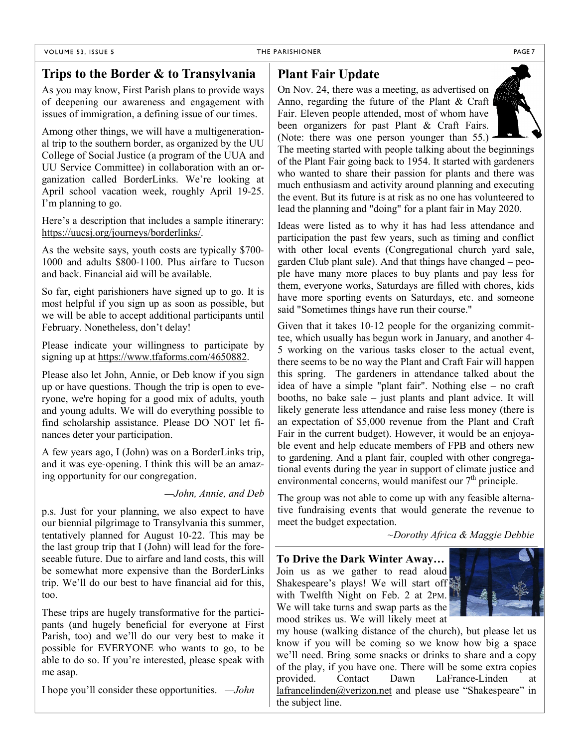## Trips to the Border & to Transylvania

As you may know, First Parish plans to provide ways of deepening our awareness and engagement with issues of immigration, a defining issue of our times.

Among other things, we will have a multigenerational trip to the southern border, as organized by the UU College of Social Justice (a program of the UUA and UU Service Committee) in collaboration with an organization called BorderLinks. We're looking at April school vacation week, roughly April 19-25. I'm planning to go.

Here's a description that includes a sample itinerary: https://uucsj.org/journeys/borderlinks/.

As the website says, youth costs are typically $700-1000 and adults $800-1100. Plus airfare to Tucson and back. Financial aid will be available.

So far, eight parishioners have signed up to go. It is most helpful if you sign up as soon as possible, but we will be able to accept additional participants until February. Nonetheless, don't delay!

Please indicate your willingness to participate by signing up at https://www.tfaforms.com/4650882.

Please also let John, Annie, or Deb know if you sign up or have questions. Though the trip is open to everyone, we're hoping for a good mix of adults, youth and young adults. We will do everything possible to find scholarship assistance. Please DO NOT let finances deter your participation.

A few years ago, I (John) was on a BorderLinks trip, and it was eye-opening. I think this will be an amazing opportunity for our congregation.

*—John, Annie, and Deb*

p.s. Just for your planning, we also expect to have our biennial pilgrimage to Transylvania this summer, tentatively planned for August 10-22. This may be the last group trip that I (John) will lead for the foreseeable future. Due to airfare and land costs, this will be somewhat more expensive than the BorderLinks trip. We'll do our best to have financial aid for this, too.

These trips are hugely transformative for the participants (and hugely beneficial for everyone at First Parish, too) and we'll do our very best to make it possible for EVERYONE who wants to go, to be able to do so. If you're interested, please speak with me asap.

I hope you'll consider these opportunities. *—John*

## Plant Fair Update

On Nov. 24, there was a meeting, as advertised on Anno, regarding the future of the Plant & Craft Fair. Eleven people attended, most of whom have been organizers for past Plant & Craft Fairs. (Note: there was one person younger than 55.) The meeting started with people talking about the beginnings of the Plant Fair going back to 1954. It started with gardeners who wanted to share their passion for plants and there was much enthusiasm and activity around planning and executing the event. But its future is at risk as no one has volunteered to lead the planning and "doing" for a plant fair in May 2020.

Ideas were listed as to why it has had less attendance and participation the past few years, such as timing and conflict with other local events (Congregational church yard sale, garden Club plant sale). And that things have changed – people have many more places to buy plants and pay less for them, everyone works, Saturdays are filled with chores, kids have more sporting events on Saturdays, etc. and someone said "Sometimes things have run their course."

Given that it takes 10-12 people for the organizing committee, which usually has begun work in January, and another 4-5 working on the various tasks closer to the actual event, there seems to be no way the Plant and Craft Fair will happen this spring. The gardeners in attendance talked about the idea of have a simple "plant fair". Nothing else – no craft booths, no bake sale – just plants and plant advice. It will likely generate less attendance and raise less money (there is an expectation of $5,000 revenue from the Plant and Craft Fair in the current budget). However, it would be an enjoyable event and help educate members of FPB and others new to gardening. And a plant fair, coupled with other congregational events during the year in support of climate justice and environmental concerns, would manifest our 7th principle.

The group was not able to come up with any feasible alternative fundraising events that would generate the revenue to meet the budget expectation.

*~Dorothy Africa & Maggie Debbie*

**To Drive the Dark Winter Away…**

Join us as we gather to read aloud Shakespeare's plays! We will start off with Twelfth Night on Feb. 2 at 2PM. We will take turns and swap parts as the mood strikes us. We will likely meet at my house (walking distance of the church), but please let us know if you will be coming so we know how big a space we'll need. Bring some snacks or drinks to share and a copy of the play, if you have one. There will be some extra copies provided. Contact Dawn LaFrance-Linden at lafrancelinden@verizon.net and please use "Shakespeare" in the subject line.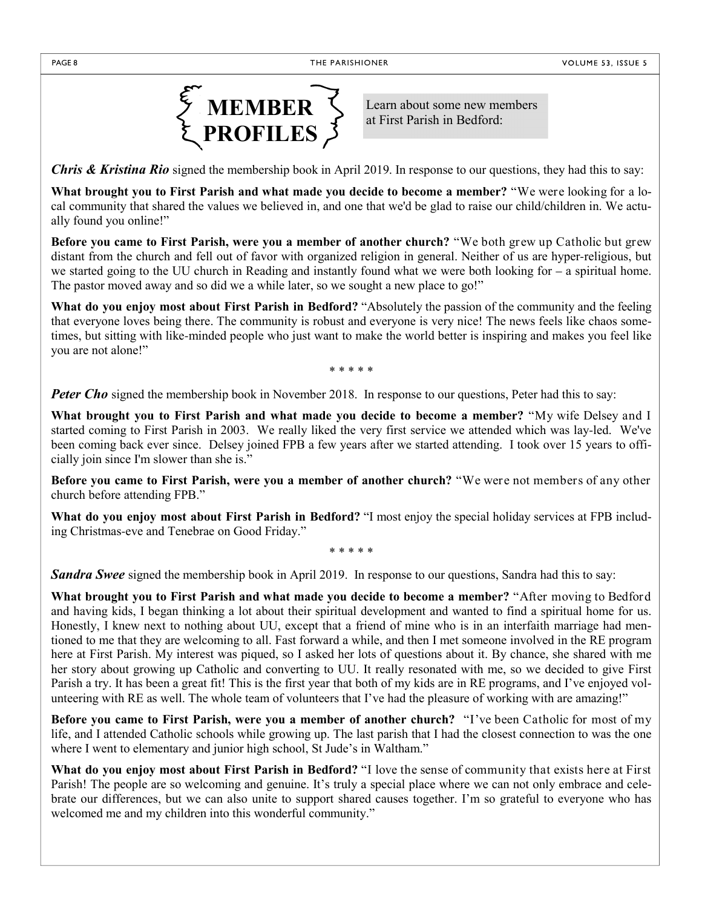# MEMBER PROFILES

Learn about some new members at First Parish in Bedford:

***Chris & Kristina Rio*** signed the membership book in April 2019. In response to our questions, they had this to say:

**What brought you to First Parish and what made you decide to become a member?** "We were looking for a local community that shared the values we believed in, and one that we'd be glad to raise our child/children in. We actually found you online!"

**Before you came to First Parish, were you a member of another church?** "We both grew up Catholic but grew distant from the church and fell out of favor with organized religion in general. Neither of us are hyper-religious, but we started going to the UU church in Reading and instantly found what we were both looking for – a spiritual home. The pastor moved away and so did we a while later, so we sought a new place to go!"

**What do you enjoy most about First Parish in Bedford?** "Absolutely the passion of the community and the feeling that everyone loves being there. The community is robust and everyone is very nice! The news feels like chaos sometimes, but sitting with like-minded people who just want to make the world better is inspiring and makes you feel like you are not alone!"

\* \* \* \* \*

***Peter Cho*** signed the membership book in November 2018. In response to our questions, Peter had this to say:

**What brought you to First Parish and what made you decide to become a member?** "My wife Delsey and I started coming to First Parish in 2003. We really liked the very first service we attended which was lay-led. We've been coming back ever since. Delsey joined FPB a few years after we started attending. I took over 15 years to officially join since I'm slower than she is."

**Before you came to First Parish, were you a member of another church?** "We were not members of any other church before attending FPB."

**What do you enjoy most about First Parish in Bedford?** "I most enjoy the special holiday services at FPB including Christmas-eve and Tenebrae on Good Friday."

\* \* \* \* \*

***Sandra Swee*** signed the membership book in April 2019. In response to our questions, Sandra had this to say:

**What brought you to First Parish and what made you decide to become a member?** "After moving to Bedford and having kids, I began thinking a lot about their spiritual development and wanted to find a spiritual home for us. Honestly, I knew next to nothing about UU, except that a friend of mine who is in an interfaith marriage had mentioned to me that they are welcoming to all. Fast forward a while, and then I met someone involved in the RE program here at First Parish. My interest was piqued, so I asked her lots of questions about it. By chance, she shared with me her story about growing up Catholic and converting to UU. It really resonated with me, so we decided to give First Parish a try. It has been a great fit! This is the first year that both of my kids are in RE programs, and I've enjoyed volunteering with RE as well. The whole team of volunteers that I've had the pleasure of working with are amazing!"

**Before you came to First Parish, were you a member of another church?** "I've been Catholic for most of my life, and I attended Catholic schools while growing up. The last parish that I had the closest connection to was the one where I went to elementary and junior high school, St Jude's in Waltham."

**What do you enjoy most about First Parish in Bedford?** "I love the sense of community that exists here at First Parish! The people are so welcoming and genuine. It's truly a special place where we can not only embrace and celebrate our differences, but we can also unite to support shared causes together. I'm so grateful to everyone who has welcomed me and my children into this wonderful community."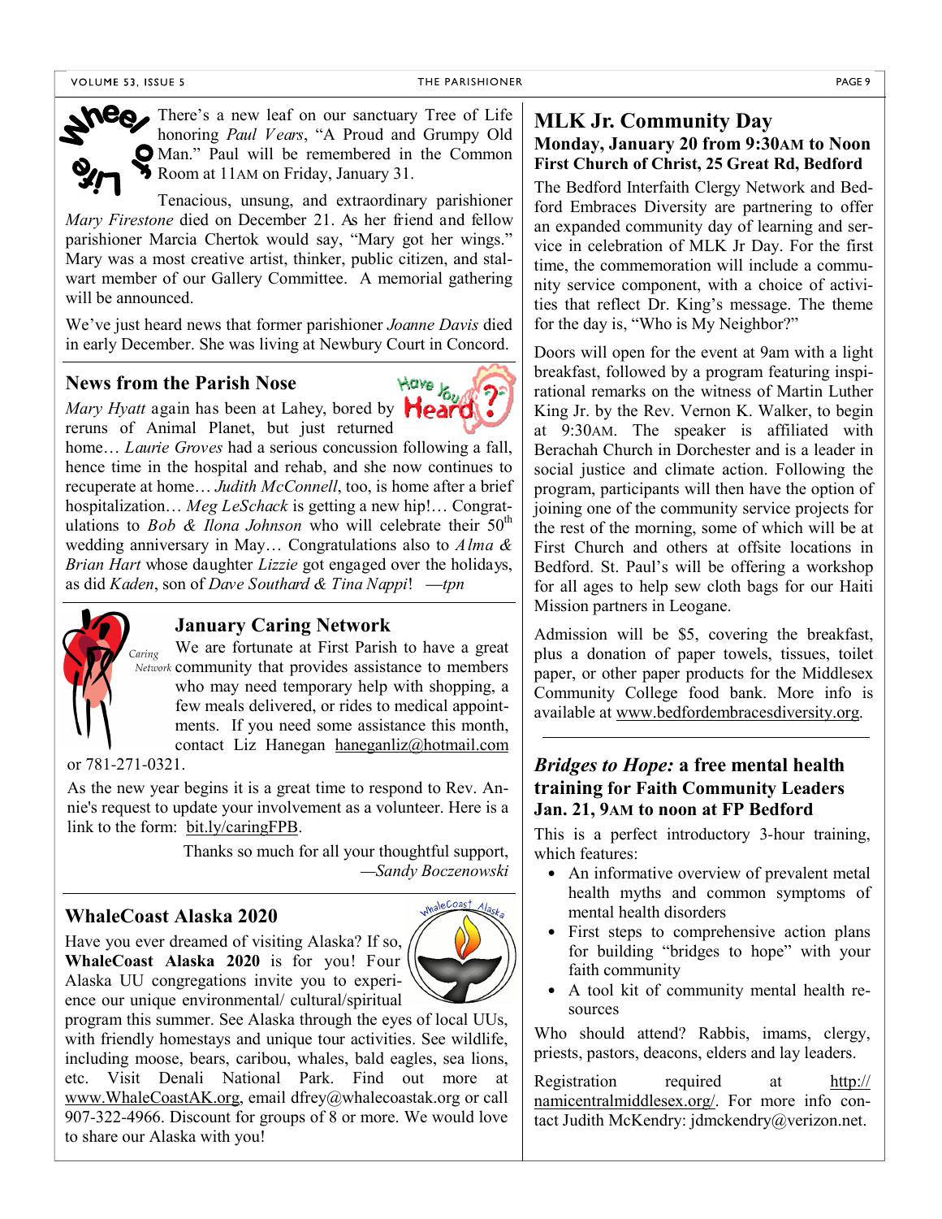There's a new leaf on our sanctuary Tree of Life honoring *Paul Vears*, "A Proud and Grumpy Old Man." Paul will be remembered in the Common Room at 11AM on Friday, January 31.

Tenacious, unsung, and extraordinary parishioner *Mary Firestone* died on December 21. As her friend and fellow parishioner Marcia Chertok would say, "Mary got her wings." Mary was a most creative artist, thinker, public citizen, and stalwart member of our Gallery Committee. A memorial gathering will be announced.

We've just heard news that former parishioner *Joanne Davis* died in early December. She was living at Newbury Court in Concord.

## News from the Parish Nose

*Mary Hyatt* again has been at Lahey, bored by reruns of Animal Planet, but just returned home… *Laurie Groves* had a serious concussion following a fall, hence time in the hospital and rehab, and she now continues to recuperate at home… *Judith McConnell*, too, is home after a brief hospitalization… *Meg LeSchack* is getting a new hip!… Congratulations to *Bob & Ilona Johnson* who will celebrate their 50th wedding anniversary in May… Congratulations also to *Alma & Brian Hart* whose daughter *Lizzie* got engaged over the holidays, as did *Kaden*, son of *Dave Southard & Tina Nappi*! —*tpn*

## January Caring Network

We are fortunate at First Parish to have a great community that provides assistance to members who may need temporary help with shopping, a few meals delivered, or rides to medical appointments. If you need some assistance this month, contact Liz Hanegan haneganliz@hotmail.com or 781-271-0321.

As the new year begins it is a great time to respond to Rev. Annie's request to update your involvement as a volunteer. Here is a link to the form: bit.ly/caringFPB.

Thanks so much for all your thoughtful support,
—*Sandy Boczenowski*

## WhaleCoast Alaska 2020

Have you ever dreamed of visiting Alaska? If so, **WhaleCoast Alaska 2020** is for you! Four Alaska UU congregations invite you to experience our unique environmental/ cultural/spiritual program this summer. See Alaska through the eyes of local UUs, with friendly homestays and unique tour activities. See wildlife, including moose, bears, caribou, whales, bald eagles, sea lions, etc. Visit Denali National Park. Find out more at www.WhaleCoastAK.org, email dfrey@whalecoastak.org or call 907-322-4966. Discount for groups of 8 or more. We would love to share our Alaska with you!

## MLK Jr. Community Day

### Monday, January 20 from 9:30AM to Noon
### First Church of Christ, 25 Great Rd, Bedford

The Bedford Interfaith Clergy Network and Bedford Embraces Diversity are partnering to offer an expanded community day of learning and service in celebration of MLK Jr Day. For the first time, the commemoration will include a community service component, with a choice of activities that reflect Dr. King's message. The theme for the day is, "Who is My Neighbor?"

Doors will open for the event at 9am with a light breakfast, followed by a program featuring inspirational remarks on the witness of Martin Luther King Jr. by the Rev. Vernon K. Walker, to begin at 9:30AM. The speaker is affiliated with Berachah Church in Dorchester and is a leader in social justice and climate action. Following the program, participants will then have the option of joining one of the community service projects for the rest of the morning, some of which will be at First Church and others at offsite locations in Bedford. St. Paul's will be offering a workshop for all ages to help sew cloth bags for our Haiti Mission partners in Leogane.

Admission will be $5, covering the breakfast, plus a donation of paper towels, tissues, toilet paper, or other paper products for the Middlesex Community College food bank. More info is available at www.bedfordembracesdiversity.org.

## *Bridges to Hope:* a free mental health training for Faith Community Leaders Jan. 21, 9AM to noon at FP Bedford

This is a perfect introductory 3-hour training, which features:

- An informative overview of prevalent metal health myths and common symptoms of mental health disorders
- First steps to comprehensive action plans for building "bridges to hope" with your faith community
- A tool kit of community mental health resources

Who should attend? Rabbis, imams, clergy, priests, pastors, deacons, elders and lay leaders.

Registration required at http://namicentralmiddlesex.org/. For more info contact Judith McKendry: jdmckendry@verizon.net.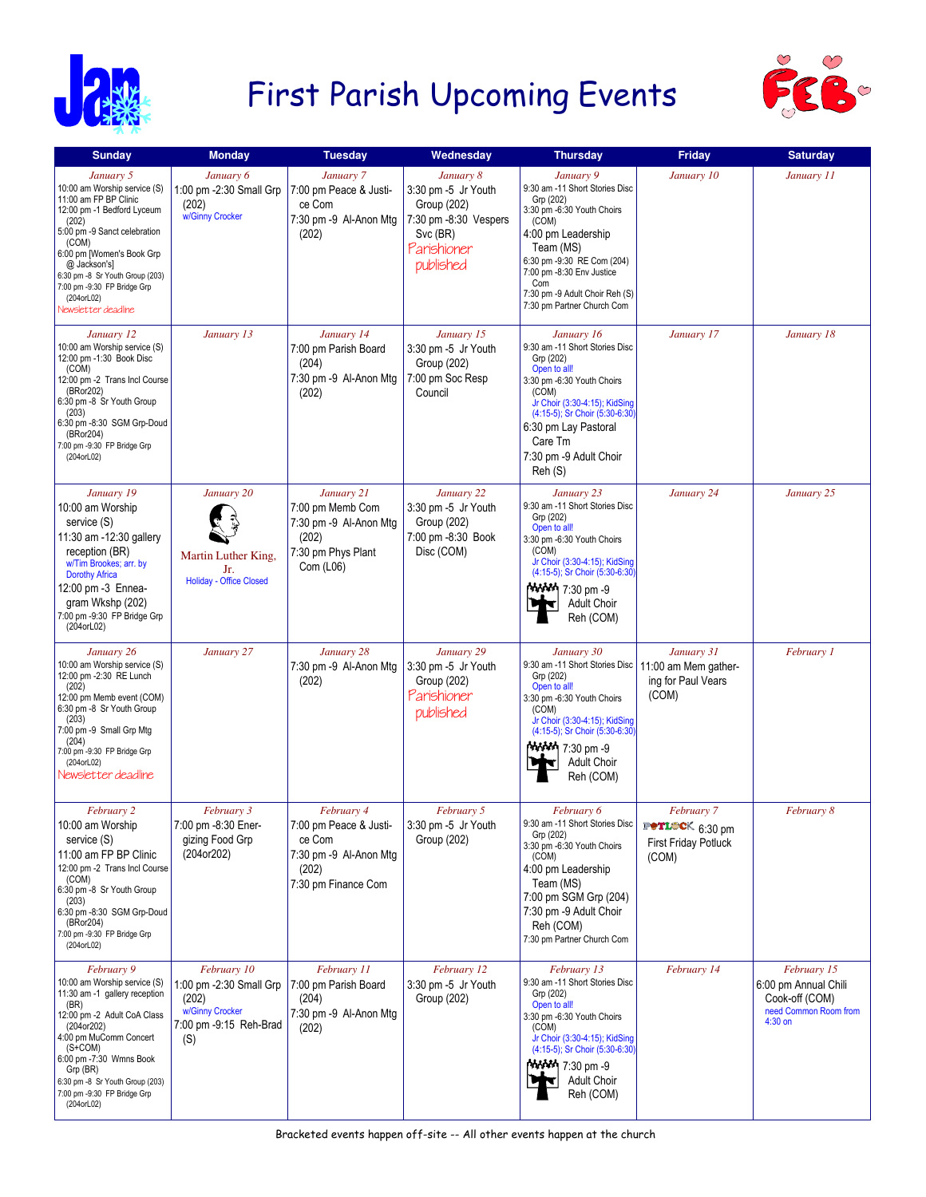# First Parish Upcoming Events

| Sunday | Monday | Tuesday | Wednesday | Thursday | Friday | Saturday |
|---|---|---|---|---|---|---|
| *January 5*<br>10:00 am Worship service (S)<br>11:00 am FP BP Clinic<br>12:00 pm -1 Bedford Lyceum (202)<br>5:00 pm -9 Sanct celebration (COM)<br>6:00 pm [Women's Book Grp @ Jackson's]<br>6:30 pm -8 Sr Youth Group (203)<br>7:00 pm -9:30 FP Bridge Grp (204orL02)<br>Newsletter deadline | *January 6*<br>1:00 pm -2:30 Small Grp (202)<br>w/Ginny Crocker | *January 7*<br>7:00 pm Peace & Justice Com<br>7:30 pm -9 Al-Anon Mtg (202) | *January 8*<br>3:30 pm -5 Jr Youth Group (202)<br>7:30 pm -8:30 Vespers Svc (BR)<br>Parishioner published | *January 9*<br>9:30 am -11 Short Stories Disc Grp (202)<br>3:30 pm -6:30 Youth Choirs (COM)<br>4:00 pm Leadership Team (MS)<br>6:30 pm -9:30 RE Com (204)<br>7:00 pm -8:30 Env Justice Com<br>7:30 pm -9 Adult Choir Reh (S)<br>7:30 pm Partner Church Com | *January 10* | *January 11* |
| *January 12*<br>10:00 am Worship service (S)<br>12:00 pm -1:30 Book Disc (COM)<br>12:00 pm -2 Trans Incl Course (BRor202)<br>6:30 pm -8 Sr Youth Group (203)<br>6:30 pm -8:30 SGM Grp-Doud (BRor204)<br>7:00 pm -9:30 FP Bridge Grp (204orL02) | *January 13* | *January 14*<br>7:00 pm Parish Board (204)<br>7:30 pm -9 Al-Anon Mtg (202) | *January 15*<br>3:30 pm -5 Jr Youth Group (202)<br>7:00 pm Soc Resp Council | *January 16*<br>9:30 am -11 Short Stories Disc Grp (202)<br>Open to all!<br>3:30 pm -6:30 Youth Choirs (COM)<br>Jr Choir (3:30-4:15); KidSing (4:15-5); Sr Choir (5:30-6:30)<br>6:30 pm Lay Pastoral Care Tm<br>7:30 pm -9 Adult Choir Reh (S) | *January 17* | *January 18* |
| *January 19*<br>10:00 am Worship service (S)<br>11:30 am -12:30 gallery reception (BR)<br>w/Tim Brookes; arr. by Dorothy Africa<br>12:00 pm -3 Enneagram Wkshp (202)<br>7:00 pm -9:30 FP Bridge Grp (204orL02) | *January 20*<br>Martin Luther King, Jr.<br>Holiday - Office Closed | *January 21*<br>7:00 pm Memb Com<br>7:30 pm -9 Al-Anon Mtg (202)<br>7:30 pm Phys Plant Com (L06) | *January 22*<br>3:30 pm -5 Jr Youth Group (202)<br>7:00 pm -8:30 Book Disc (COM) | *January 23*<br>9:30 am -11 Short Stories Disc Grp (202)<br>Open to all!<br>3:30 pm -6:30 Youth Choirs (COM)<br>Jr Choir (3:30-4:15); KidSing (4:15-5); Sr Choir (5:30-6:30)<br>7:30 pm -9 Adult Choir Reh (COM) | *January 24* | *January 25* |
| *January 26*<br>10:00 am Worship service (S)<br>12:00 pm -2:30 RE Lunch (202)<br>12:00 pm Memb event (COM)<br>6:30 pm -8 Sr Youth Group (203)<br>7:00 pm -9 Small Grp Mtg (204)<br>7:00 pm -9:30 FP Bridge Grp (204orL02)<br>Newsletter deadline | *January 27* | *January 28*<br>7:30 pm -9 Al-Anon Mtg (202) | *January 29*<br>3:30 pm -5 Jr Youth Group (202)<br>Parishioner published | *January 30*<br>9:30 am -11 Short Stories Disc Grp (202)<br>Open to all!<br>3:30 pm -6:30 Youth Choirs (COM)<br>Jr Choir (3:30-4:15); KidSing (4:15-5); Sr Choir (5:30-6:30)<br>7:30 pm -9 Adult Choir Reh (COM) | *January 31*<br>11:00 am Mem gathering for Paul Vears (COM) | *February 1* |
| *February 2*<br>10:00 am Worship service (S)<br>11:00 am FP BP Clinic<br>12:00 pm -2 Trans Incl Course (COM)<br>6:30 pm -8 Sr Youth Group (203)<br>6:30 pm -8:30 SGM Grp-Doud (BRor204)<br>7:00 pm -9:30 FP Bridge Grp (204orL02) | *February 3*<br>7:00 pm -8:30 Energizing Food Grp (204or202) | *February 4*<br>7:00 pm Peace & Justice Com<br>7:30 pm -9 Al-Anon Mtg (202)<br>7:30 pm Finance Com | *February 5*<br>3:30 pm -5 Jr Youth Group (202) | *February 6*<br>9:30 am -11 Short Stories Disc Grp (202)<br>3:30 pm -6:30 Youth Choirs (COM)<br>4:00 pm Leadership Team (MS)<br>7:00 pm SGM Grp (204)<br>7:30 pm -9 Adult Choir Reh (COM)<br>7:30 pm Partner Church Com | *February 7*<br>POTLUCK 6:30 pm First Friday Potluck (COM) | *February 8* |
| *February 9*<br>10:00 am Worship service (S)<br>11:30 am -1 gallery reception (BR)<br>12:00 pm -2 Adult CoA Class (204or202)<br>4:00 pm MuComm Concert (S+COM)<br>6:00 pm -7:30 Wmns Book Grp (BR)<br>6:30 pm -8 Sr Youth Group (203)<br>7:00 pm -9:30 FP Bridge Grp (204orL02) | *February 10*<br>1:00 pm -2:30 Small Grp (202)<br>w/Ginny Crocker<br>7:00 pm -9:15 Reh-Brad (S) | *February 11*<br>7:00 pm Parish Board (204)<br>7:30 pm -9 Al-Anon Mtg (202) | *February 12*<br>3:30 pm -5 Jr Youth Group (202) | *February 13*<br>9:30 am -11 Short Stories Disc Grp (202)<br>Open to all!<br>3:30 pm -6:30 Youth Choirs (COM)<br>Jr Choir (3:30-4:15); KidSing (4:15-5); Sr Choir (5:30-6:30)<br>7:30 pm -9 Adult Choir Reh (COM) | *February 14* | *February 15*<br>6:00 pm Annual Chili Cook-off (COM)<br>need Common Room from 4:30 on |

Bracketed events happen off-site -- All other events happen at the church